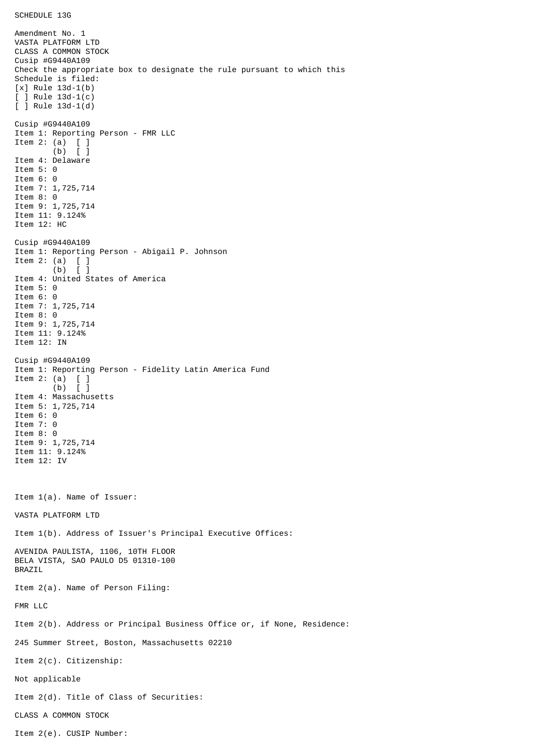SCHEDULE 13G

Amendment No. 1
VASTA PLATFORM LTD
CLASS A COMMON STOCK
Cusip #G9440A109
Check the appropriate box to designate the rule pursuant to which this Schedule is filed:
[x] Rule 13d-1(b)
[ ] Rule 13d-1(c)
[ ] Rule 13d-1(d)

Cusip #G9440A109
Item 1: Reporting Person - FMR LLC
Item 2: (a) [ ]
(b) [ ]
Item 4: Delaware
Item 5: 0
Item 6: 0
Item 7: 1,725,714
Item 8: 0
Item 9: 1,725,714
Item 11: 9.124%
Item 12: HC

Cusip #G9440A109
Item 1: Reporting Person - Abigail P. Johnson
Item 2: (a) [ ]
(b) [ ]
Item 4: United States of America
Item 5: 0
Item 6: 0
Item 7: 1,725,714
Item 8: 0
Item 9: 1,725,714
Item 11: 9.124%
Item 12: IN

Cusip #G9440A109
Item 1: Reporting Person - Fidelity Latin America Fund
Item 2: (a) [ ]
(b) [ ]
Item 4: Massachusetts
Item 5: 1,725,714
Item 6: 0
Item 7: 0
Item 8: 0
Item 9: 1,725,714
Item 11: 9.124%
Item 12: IV

Item 1(a). Name of Issuer:

VASTA PLATFORM LTD

Item 1(b). Address of Issuer's Principal Executive Offices:

AVENIDA PAULISTA, 1106, 10TH FLOOR
BELA VISTA, SAO PAULO D5 01310-100
BRAZIL

Item 2(a). Name of Person Filing:

FMR LLC

Item 2(b). Address or Principal Business Office or, if None, Residence:

245 Summer Street, Boston, Massachusetts 02210

Item 2(c). Citizenship:

Not applicable

Item 2(d). Title of Class of Securities:

CLASS A COMMON STOCK

Item 2(e). CUSIP Number: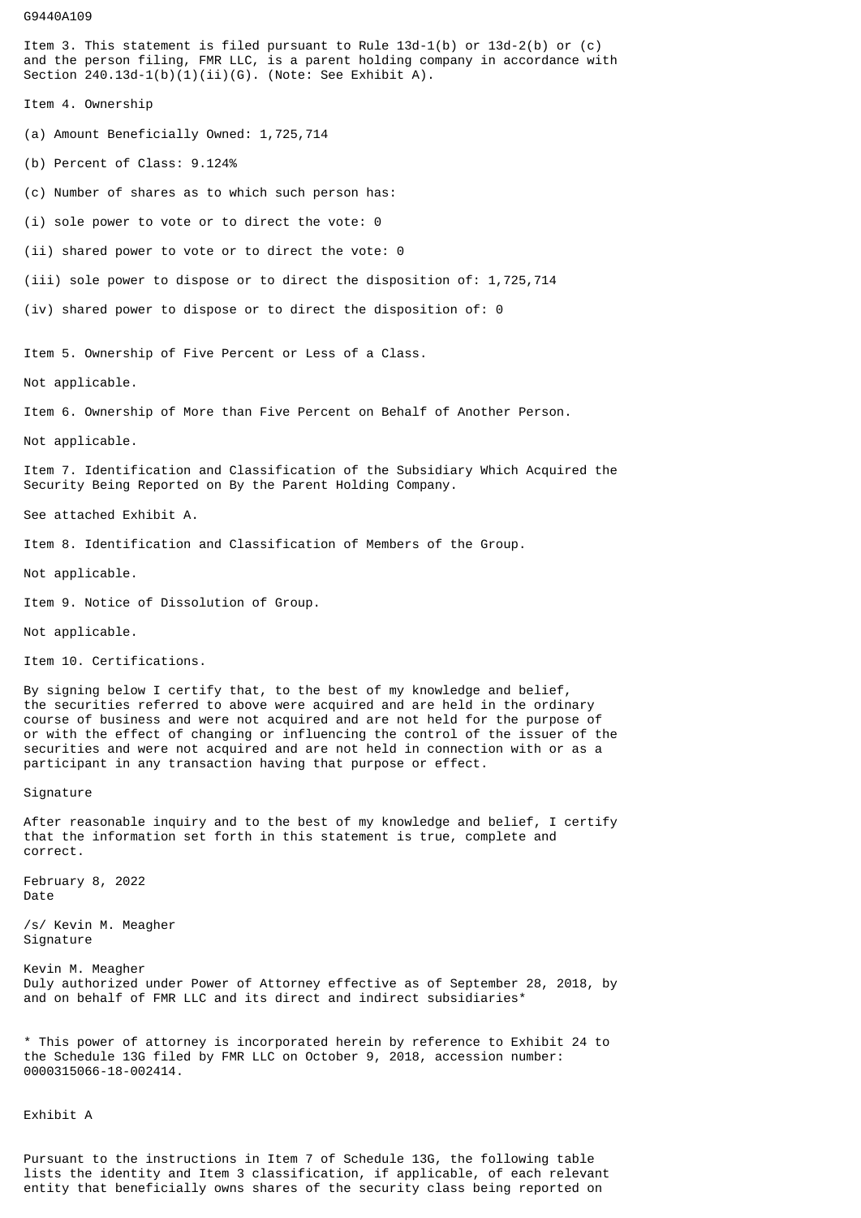G9440A109

Item 3. This statement is filed pursuant to Rule 13d-1(b) or 13d-2(b) or (c) and the person filing, FMR LLC, is a parent holding company in accordance with Section 240.13d-1(b)(1)(ii)(G). (Note: See Exhibit A).

Item 4. Ownership

(a) Amount Beneficially Owned: 1,725,714

(b) Percent of Class: 9.124%

(c) Number of shares as to which such person has:

(i) sole power to vote or to direct the vote: 0

(ii) shared power to vote or to direct the vote: 0

(iii) sole power to dispose or to direct the disposition of: 1,725,714

(iv) shared power to dispose or to direct the disposition of: 0

Item 5. Ownership of Five Percent or Less of a Class.

Not applicable.

Item 6. Ownership of More than Five Percent on Behalf of Another Person.

Not applicable.

Item 7. Identification and Classification of the Subsidiary Which Acquired the Security Being Reported on By the Parent Holding Company.

See attached Exhibit A.

Item 8. Identification and Classification of Members of the Group.

Not applicable.

Item 9. Notice of Dissolution of Group.

Not applicable.

Item 10. Certifications.

By signing below I certify that, to the best of my knowledge and belief, the securities referred to above were acquired and are held in the ordinary course of business and were not acquired and are not held for the purpose of or with the effect of changing or influencing the control of the issuer of the securities and were not acquired and are not held in connection with or as a participant in any transaction having that purpose or effect.

Signature

After reasonable inquiry and to the best of my knowledge and belief, I certify that the information set forth in this statement is true, complete and correct.

February 8, 2022
Date

/s/ Kevin M. Meagher
Signature

Kevin M. Meagher
Duly authorized under Power of Attorney effective as of September 28, 2018, by and on behalf of FMR LLC and its direct and indirect subsidiaries*

* This power of attorney is incorporated herein by reference to Exhibit 24 to the Schedule 13G filed by FMR LLC on October 9, 2018, accession number: 0000315066-18-002414.

Exhibit A

Pursuant to the instructions in Item 7 of Schedule 13G, the following table lists the identity and Item 3 classification, if applicable, of each relevant entity that beneficially owns shares of the security class being reported on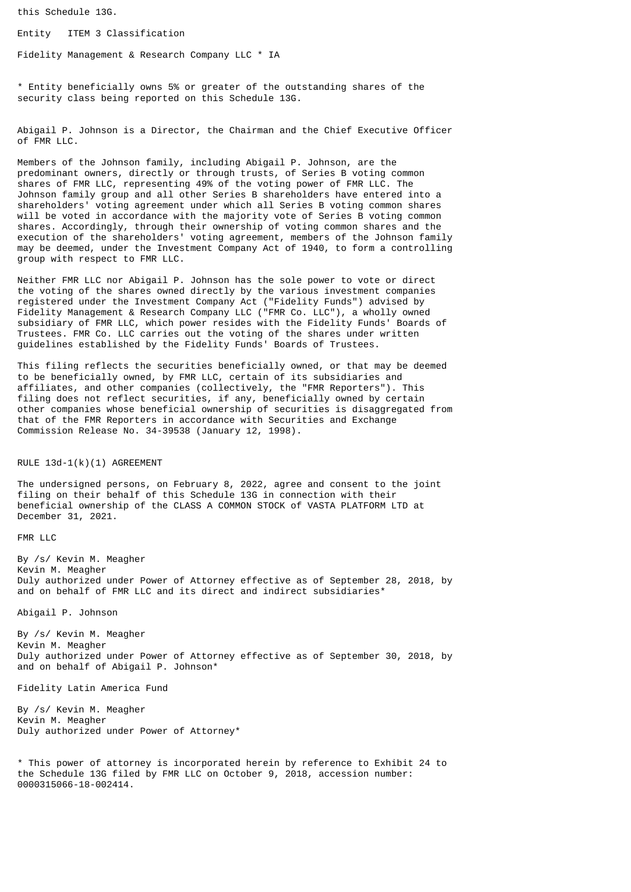this Schedule 13G.

| Entity | ITEM 3 Classification |
|---|---|
| Fidelity Management & Research Company LLC * | IA |

* Entity beneficially owns 5% or greater of the outstanding shares of the security class being reported on this Schedule 13G.

Abigail P. Johnson is a Director, the Chairman and the Chief Executive Officer of FMR LLC.

Members of the Johnson family, including Abigail P. Johnson, are the predominant owners, directly or through trusts, of Series B voting common shares of FMR LLC, representing 49% of the voting power of FMR LLC. The Johnson family group and all other Series B shareholders have entered into a shareholders' voting agreement under which all Series B voting common shares will be voted in accordance with the majority vote of Series B voting common shares. Accordingly, through their ownership of voting common shares and the execution of the shareholders' voting agreement, members of the Johnson family may be deemed, under the Investment Company Act of 1940, to form a controlling group with respect to FMR LLC.

Neither FMR LLC nor Abigail P. Johnson has the sole power to vote or direct the voting of the shares owned directly by the various investment companies registered under the Investment Company Act ("Fidelity Funds") advised by Fidelity Management & Research Company LLC ("FMR Co. LLC"), a wholly owned subsidiary of FMR LLC, which power resides with the Fidelity Funds' Boards of Trustees. FMR Co. LLC carries out the voting of the shares under written guidelines established by the Fidelity Funds' Boards of Trustees.

This filing reflects the securities beneficially owned, or that may be deemed to be beneficially owned, by FMR LLC, certain of its subsidiaries and affiliates, and other companies (collectively, the "FMR Reporters"). This filing does not reflect securities, if any, beneficially owned by certain other companies whose beneficial ownership of securities is disaggregated from that of the FMR Reporters in accordance with Securities and Exchange Commission Release No. 34-39538 (January 12, 1998).

RULE 13d-1(k)(1) AGREEMENT

The undersigned persons, on February 8, 2022, agree and consent to the joint filing on their behalf of this Schedule 13G in connection with their beneficial ownership of the CLASS A COMMON STOCK of VASTA PLATFORM LTD at December 31, 2021.

FMR LLC

By /s/ Kevin M. Meagher
Kevin M. Meagher
Duly authorized under Power of Attorney effective as of September 28, 2018, by and on behalf of FMR LLC and its direct and indirect subsidiaries*

Abigail P. Johnson

By /s/ Kevin M. Meagher
Kevin M. Meagher
Duly authorized under Power of Attorney effective as of September 30, 2018, by and on behalf of Abigail P. Johnson*

Fidelity Latin America Fund

By /s/ Kevin M. Meagher
Kevin M. Meagher
Duly authorized under Power of Attorney*

* This power of attorney is incorporated herein by reference to Exhibit 24 to the Schedule 13G filed by FMR LLC on October 9, 2018, accession number: 0000315066-18-002414.